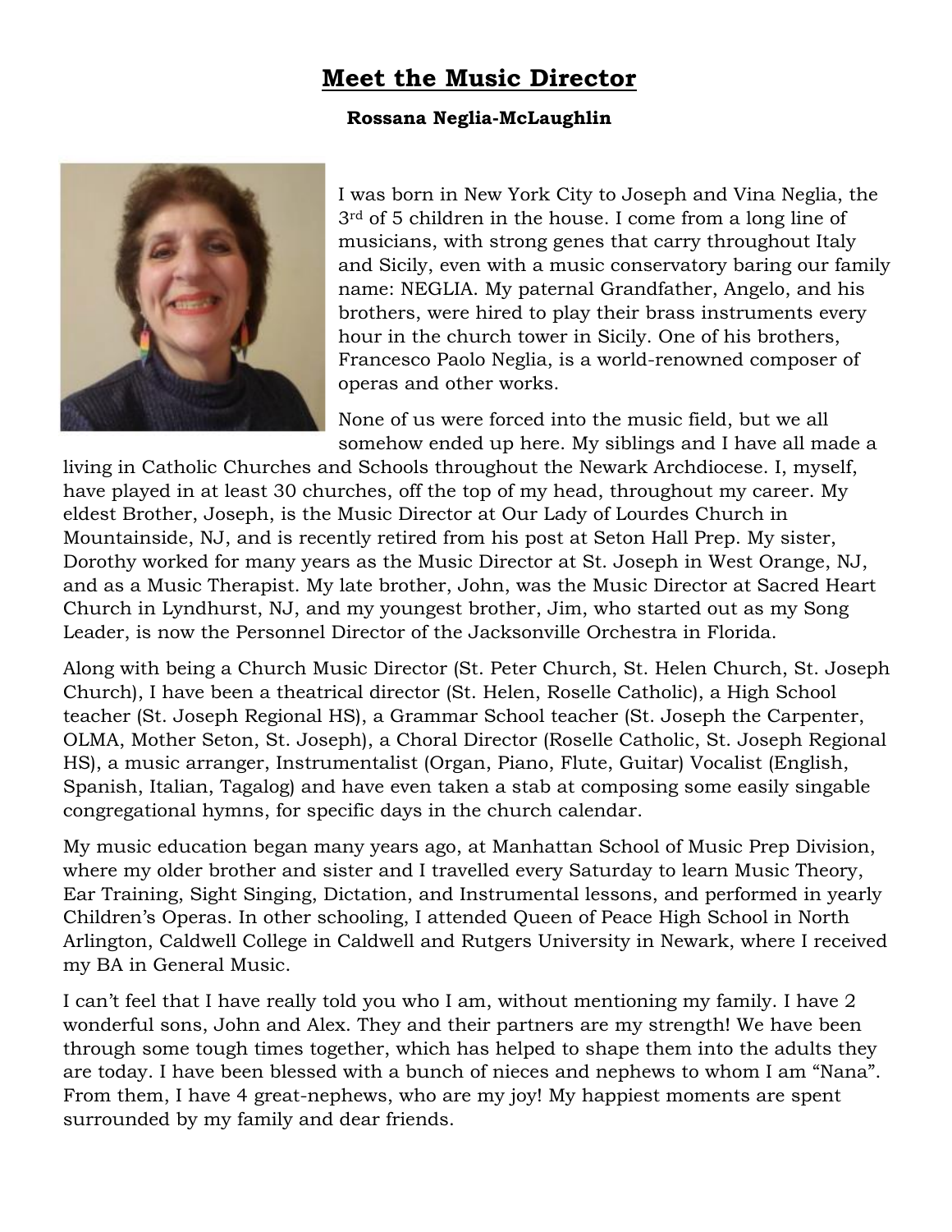# Meet the Music Director

**Rossana Neglia-McLaughlin**

I was born in New York City to Joseph and Vina Neglia, the 3rd of 5 children in the house. I come from a long line of musicians, with strong genes that carry throughout Italy and Sicily, even with a music conservatory baring our family name: NEGLIA. My paternal Grandfather, Angelo, and his brothers, were hired to play their brass instruments every hour in the church tower in Sicily. One of his brothers, Francesco Paolo Neglia, is a world-renowned composer of operas and other works.

None of us were forced into the music field, but we all somehow ended up here. My siblings and I have all made a living in Catholic Churches and Schools throughout the Newark Archdiocese. I, myself, have played in at least 30 churches, off the top of my head, throughout my career. My eldest Brother, Joseph, is the Music Director at Our Lady of Lourdes Church in Mountainside, NJ, and is recently retired from his post at Seton Hall Prep. My sister, Dorothy worked for many years as the Music Director at St. Joseph in West Orange, NJ, and as a Music Therapist. My late brother, John, was the Music Director at Sacred Heart Church in Lyndhurst, NJ, and my youngest brother, Jim, who started out as my Song Leader, is now the Personnel Director of the Jacksonville Orchestra in Florida.

Along with being a Church Music Director (St. Peter Church, St. Helen Church, St. Joseph Church), I have been a theatrical director (St. Helen, Roselle Catholic), a High School teacher (St. Joseph Regional HS), a Grammar School teacher (St. Joseph the Carpenter, OLMA, Mother Seton, St. Joseph), a Choral Director (Roselle Catholic, St. Joseph Regional HS), a music arranger, Instrumentalist (Organ, Piano, Flute, Guitar) Vocalist (English, Spanish, Italian, Tagalog) and have even taken a stab at composing some easily singable congregational hymns, for specific days in the church calendar.

My music education began many years ago, at Manhattan School of Music Prep Division, where my older brother and sister and I travelled every Saturday to learn Music Theory, Ear Training, Sight Singing, Dictation, and Instrumental lessons, and performed in yearly Children's Operas. In other schooling, I attended Queen of Peace High School in North Arlington, Caldwell College in Caldwell and Rutgers University in Newark, where I received my BA in General Music.

I can't feel that I have really told you who I am, without mentioning my family. I have 2 wonderful sons, John and Alex. They and their partners are my strength! We have been through some tough times together, which has helped to shape them into the adults they are today. I have been blessed with a bunch of nieces and nephews to whom I am "Nana". From them, I have 4 great-nephews, who are my joy! My happiest moments are spent surrounded by my family and dear friends.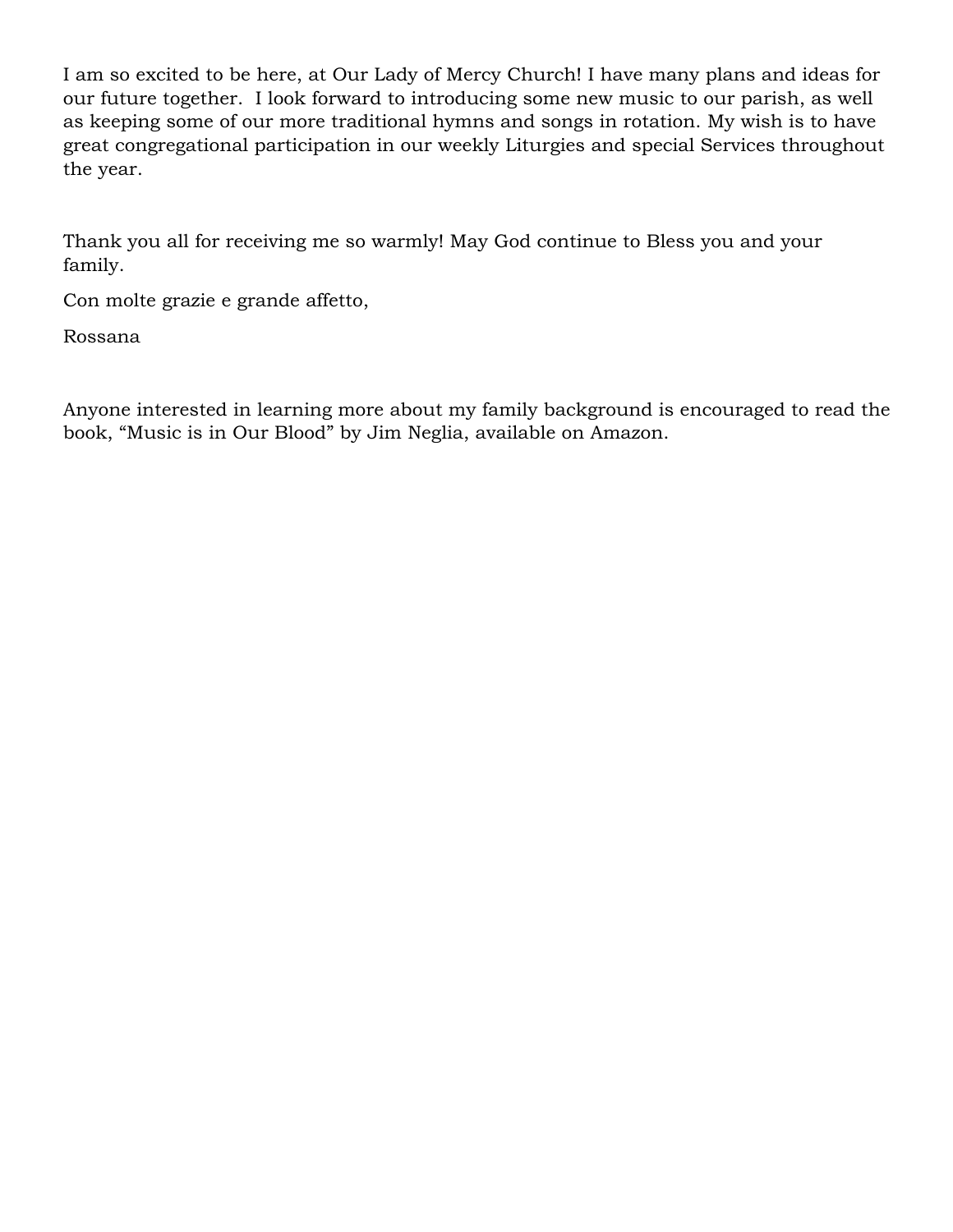I am so excited to be here, at Our Lady of Mercy Church! I have many plans and ideas for our future together. I look forward to introducing some new music to our parish, as well as keeping some of our more traditional hymns and songs in rotation. My wish is to have great congregational participation in our weekly Liturgies and special Services throughout the year.

Thank you all for receiving me so warmly! May God continue to Bless you and your family.

Con molte grazie e grande affetto,

Rossana

Anyone interested in learning more about my family background is encouraged to read the book, “Music is in Our Blood” by Jim Neglia, available on Amazon.